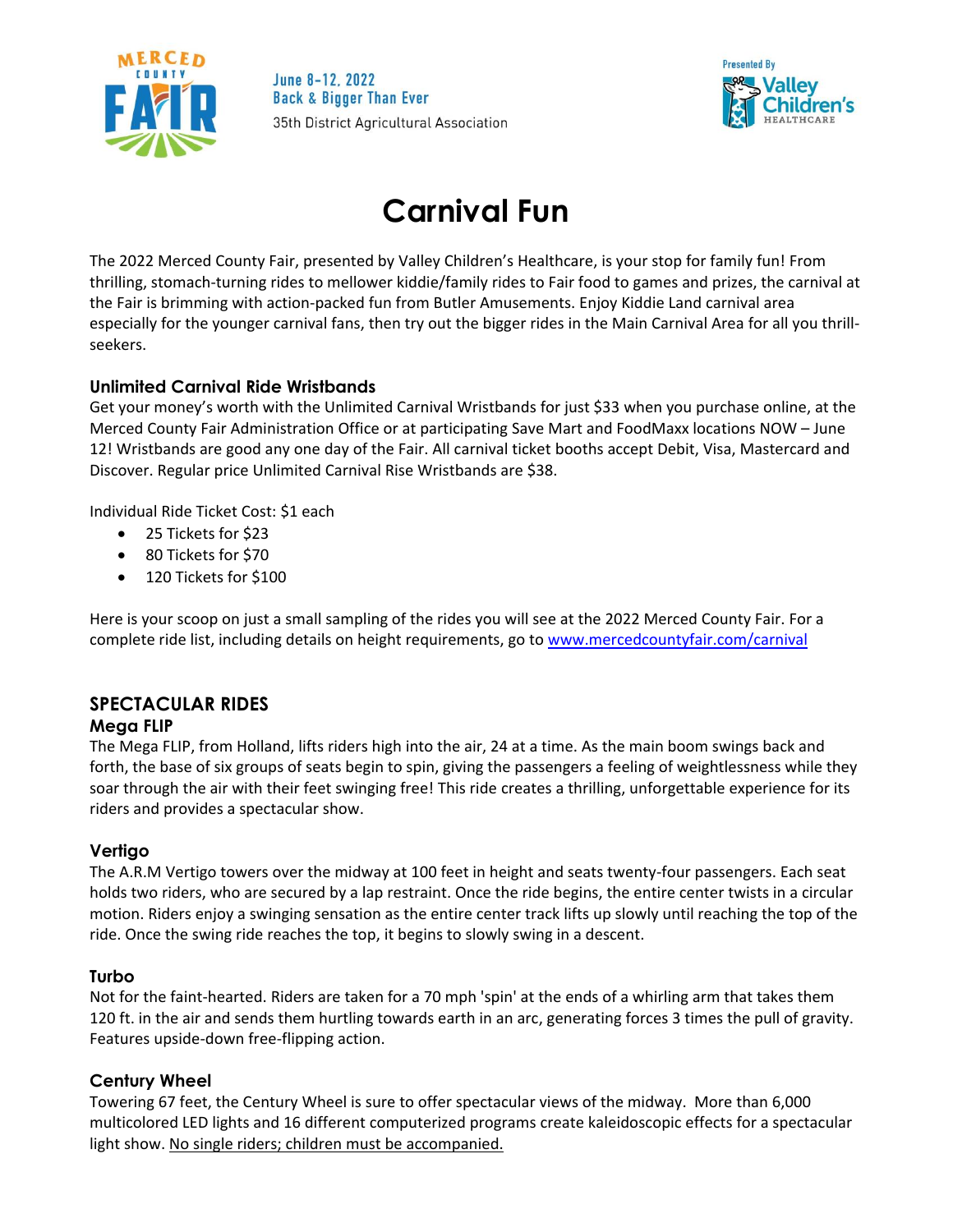June 8-12, 2022
Back & Bigger Than Ever
35th District Agricultural Association

Presented By Valley Children's Healthcare

# Carnival Fun

The 2022 Merced County Fair, presented by Valley Children's Healthcare, is your stop for family fun! From thrilling, stomach-turning rides to mellower kiddie/family rides to Fair food to games and prizes, the carnival at the Fair is brimming with action-packed fun from Butler Amusements. Enjoy Kiddie Land carnival area especially for the younger carnival fans, then try out the bigger rides in the Main Carnival Area for all you thrill-seekers.

### Unlimited Carnival Ride Wristbands

Get your money's worth with the Unlimited Carnival Wristbands for just $33 when you purchase online, at the Merced County Fair Administration Office or at participating Save Mart and FoodMaxx locations NOW – June 12! Wristbands are good any one day of the Fair. All carnival ticket booths accept Debit, Visa, Mastercard and Discover. Regular price Unlimited Carnival Rise Wristbands are $38.

Individual Ride Ticket Cost: $1 each

- 25 Tickets for $23
- 80 Tickets for $70
- 120 Tickets for $100

Here is your scoop on just a small sampling of the rides you will see at the 2022 Merced County Fair. For a complete ride list, including details on height requirements, go to [www.mercedcountyfair.com/carnival](www.mercedcountyfair.com/carnival)

## SPECTACULAR RIDES

### Mega FLIP

The Mega FLIP, from Holland, lifts riders high into the air, 24 at a time. As the main boom swings back and forth, the base of six groups of seats begin to spin, giving the passengers a feeling of weightlessness while they soar through the air with their feet swinging free! This ride creates a thrilling, unforgettable experience for its riders and provides a spectacular show.

### Vertigo

The A.R.M Vertigo towers over the midway at 100 feet in height and seats twenty-four passengers. Each seat holds two riders, who are secured by a lap restraint. Once the ride begins, the entire center twists in a circular motion. Riders enjoy a swinging sensation as the entire center track lifts up slowly until reaching the top of the ride. Once the swing ride reaches the top, it begins to slowly swing in a descent.

### Turbo

Not for the faint-hearted. Riders are taken for a 70 mph 'spin' at the ends of a whirling arm that takes them 120 ft. in the air and sends them hurtling towards earth in an arc, generating forces 3 times the pull of gravity. Features upside-down free-flipping action.

### Century Wheel

Towering 67 feet, the Century Wheel is sure to offer spectacular views of the midway. More than 6,000 multicolored LED lights and 16 different computerized programs create kaleidoscopic effects for a spectacular light show. No single riders; children must be accompanied.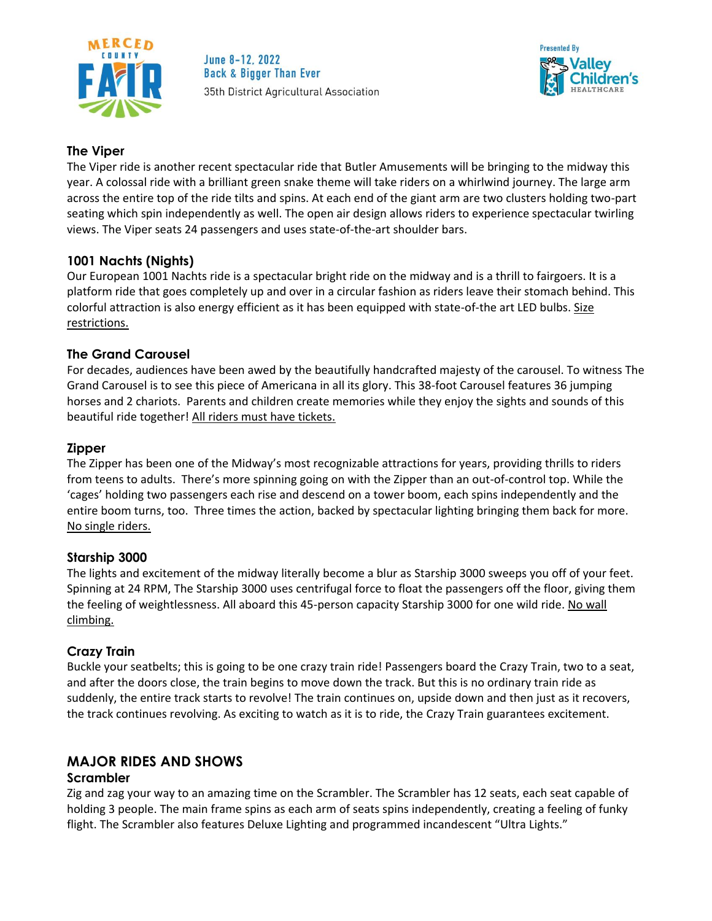### The Viper

The Viper ride is another recent spectacular ride that Butler Amusements will be bringing to the midway this year. A colossal ride with a brilliant green snake theme will take riders on a whirlwind journey. The large arm across the entire top of the ride tilts and spins. At each end of the giant arm are two clusters holding two-part seating which spin independently as well. The open air design allows riders to experience spectacular twirling views. The Viper seats 24 passengers and uses state-of-the-art shoulder bars.

### 1001 Nachts (Nights)

Our European 1001 Nachts ride is a spectacular bright ride on the midway and is a thrill to fairgoers. It is a platform ride that goes completely up and over in a circular fashion as riders leave their stomach behind. This colorful attraction is also energy efficient as it has been equipped with state-of-the art LED bulbs. Size restrictions.

### The Grand Carousel

For decades, audiences have been awed by the beautifully handcrafted majesty of the carousel. To witness The Grand Carousel is to see this piece of Americana in all its glory. This 38-foot Carousel features 36 jumping horses and 2 chariots. Parents and children create memories while they enjoy the sights and sounds of this beautiful ride together! All riders must have tickets.

### Zipper

The Zipper has been one of the Midway's most recognizable attractions for years, providing thrills to riders from teens to adults. There's more spinning going on with the Zipper than an out-of-control top. While the 'cages' holding two passengers each rise and descend on a tower boom, each spins independently and the entire boom turns, too. Three times the action, backed by spectacular lighting bringing them back for more. No single riders.

### Starship 3000

The lights and excitement of the midway literally become a blur as Starship 3000 sweeps you off of your feet. Spinning at 24 RPM, The Starship 3000 uses centrifugal force to float the passengers off the floor, giving them the feeling of weightlessness. All aboard this 45-person capacity Starship 3000 for one wild ride. No wall climbing.

### Crazy Train

Buckle your seatbelts; this is going to be one crazy train ride! Passengers board the Crazy Train, two to a seat, and after the doors close, the train begins to move down the track. But this is no ordinary train ride as suddenly, the entire track starts to revolve! The train continues on, upside down and then just as it recovers, the track continues revolving. As exciting to watch as it is to ride, the Crazy Train guarantees excitement.

## MAJOR RIDES AND SHOWS

### Scrambler

Zig and zag your way to an amazing time on the Scrambler. The Scrambler has 12 seats, each seat capable of holding 3 people. The main frame spins as each arm of seats spins independently, creating a feeling of funky flight. The Scrambler also features Deluxe Lighting and programmed incandescent "Ultra Lights."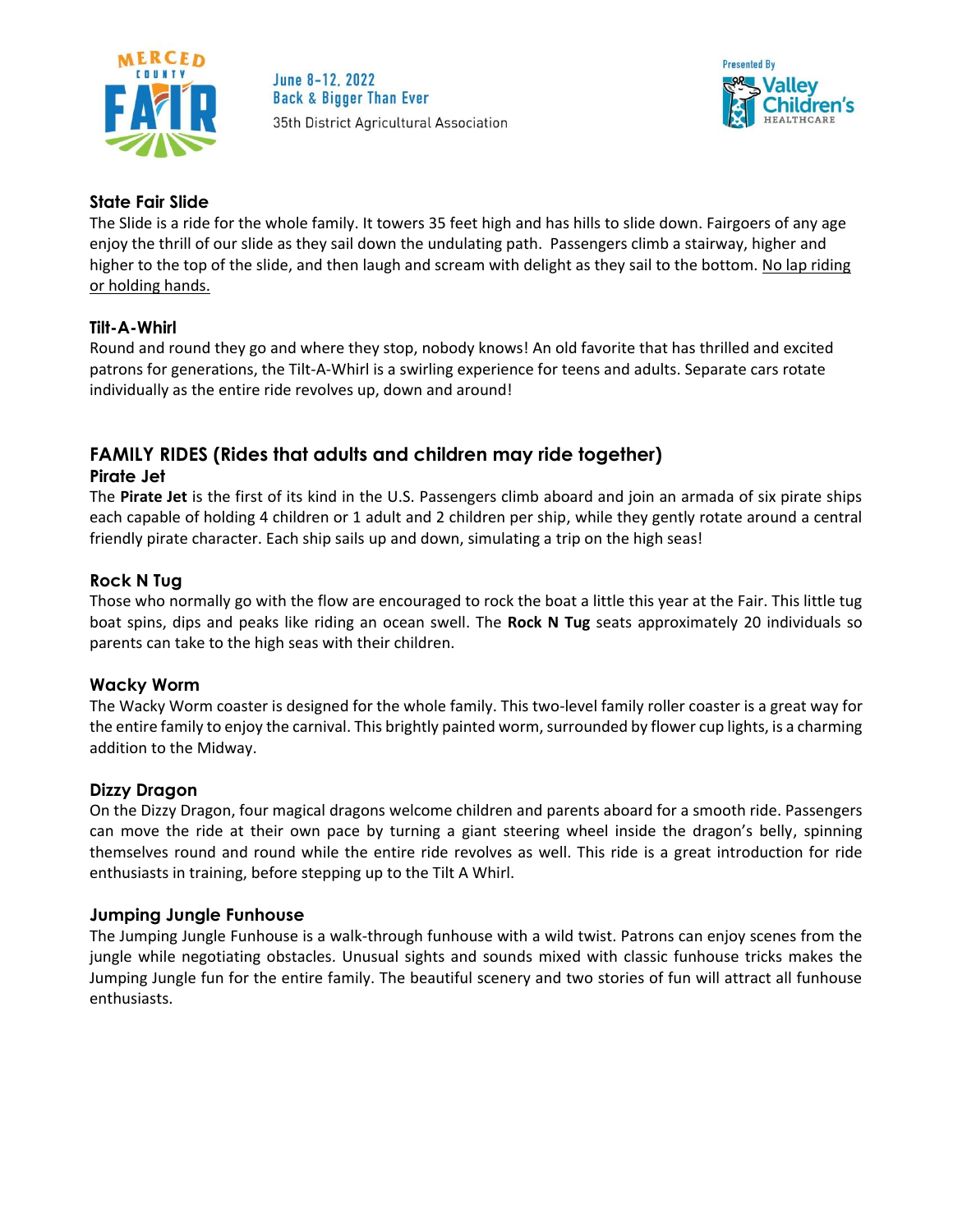### State Fair Slide

The Slide is a ride for the whole family. It towers 35 feet high and has hills to slide down. Fairgoers of any age enjoy the thrill of our slide as they sail down the undulating path. Passengers climb a stairway, higher and higher to the top of the slide, and then laugh and scream with delight as they sail to the bottom. No lap riding or holding hands.

### Tilt-A-Whirl

Round and round they go and where they stop, nobody knows! An old favorite that has thrilled and excited patrons for generations, the Tilt-A-Whirl is a swirling experience for teens and adults. Separate cars rotate individually as the entire ride revolves up, down and around!

## FAMILY RIDES (Rides that adults and children may ride together)

### Pirate Jet

The **Pirate Jet** is the first of its kind in the U.S. Passengers climb aboard and join an armada of six pirate ships each capable of holding 4 children or 1 adult and 2 children per ship, while they gently rotate around a central friendly pirate character. Each ship sails up and down, simulating a trip on the high seas!

### Rock N Tug

Those who normally go with the flow are encouraged to rock the boat a little this year at the Fair. This little tug boat spins, dips and peaks like riding an ocean swell. The **Rock N Tug** seats approximately 20 individuals so parents can take to the high seas with their children.

### Wacky Worm

The Wacky Worm coaster is designed for the whole family. This two-level family roller coaster is a great way for the entire family to enjoy the carnival. This brightly painted worm, surrounded by flower cup lights, is a charming addition to the Midway.

### Dizzy Dragon

On the Dizzy Dragon, four magical dragons welcome children and parents aboard for a smooth ride. Passengers can move the ride at their own pace by turning a giant steering wheel inside the dragon's belly, spinning themselves round and round while the entire ride revolves as well. This ride is a great introduction for ride enthusiasts in training, before stepping up to the Tilt A Whirl.

### Jumping Jungle Funhouse

The Jumping Jungle Funhouse is a walk-through funhouse with a wild twist. Patrons can enjoy scenes from the jungle while negotiating obstacles. Unusual sights and sounds mixed with classic funhouse tricks makes the Jumping Jungle fun for the entire family. The beautiful scenery and two stories of fun will attract all funhouse enthusiasts.